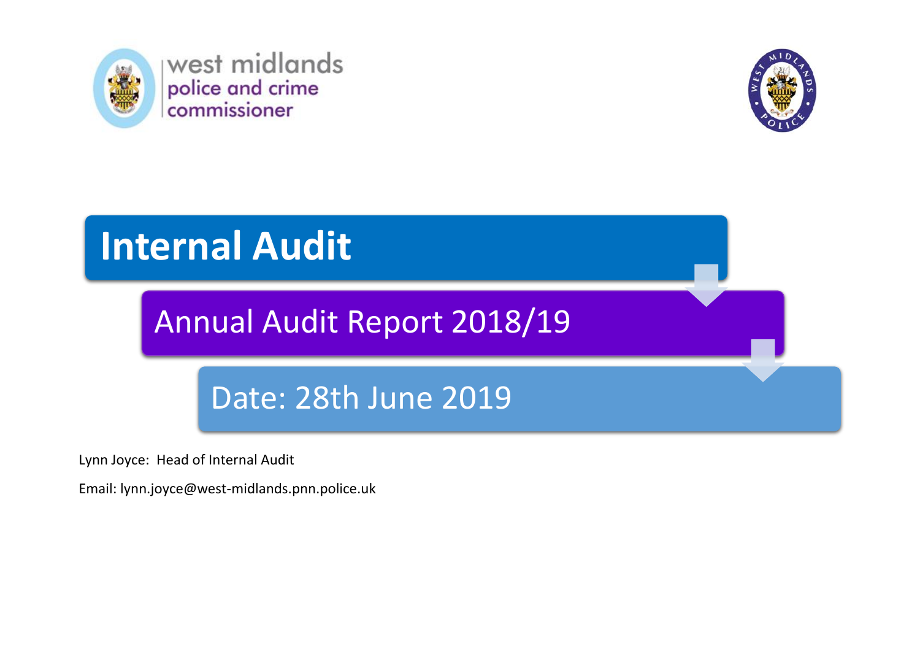west midlands police and crime commissioner

# Internal Audit

## Annual Audit Report 2018/19

### Date: 28th June 2019

Lynn Joyce: Head of Internal Audit

Email: lynn.joyce@west-midlands.pnn.police.uk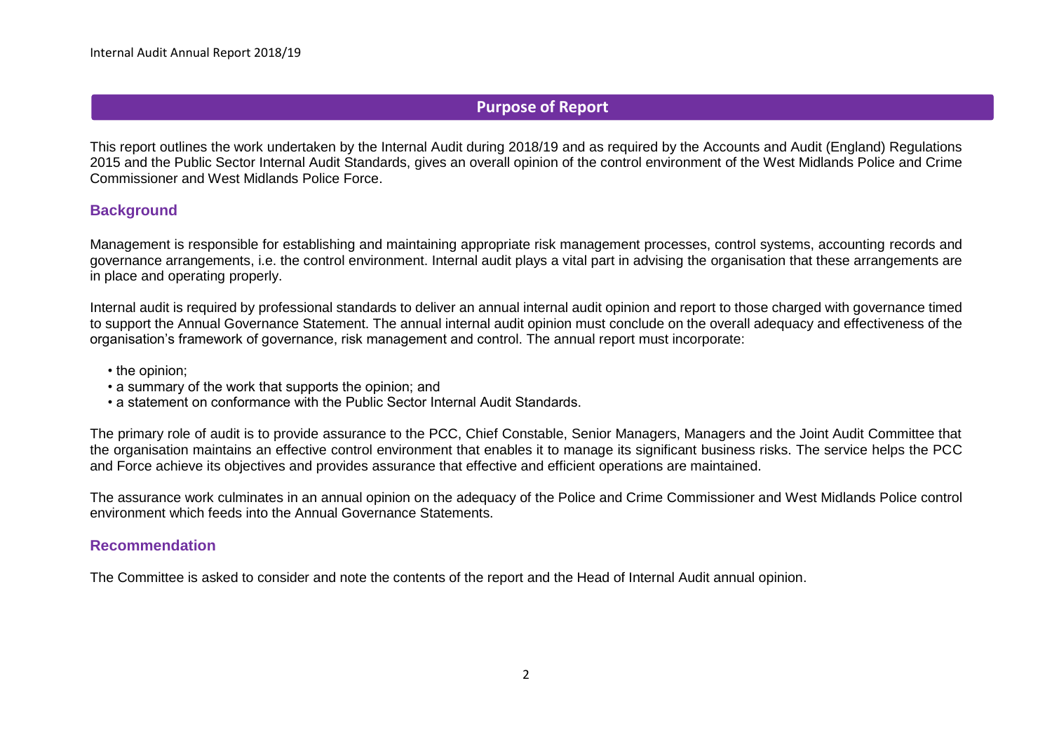## Purpose of Report

This report outlines the work undertaken by the Internal Audit during 2018/19 and as required by the Accounts and Audit (England) Regulations 2015 and the Public Sector Internal Audit Standards, gives an overall opinion of the control environment of the West Midlands Police and Crime Commissioner and West Midlands Police Force.

### Background

Management is responsible for establishing and maintaining appropriate risk management processes, control systems, accounting records and governance arrangements, i.e. the control environment. Internal audit plays a vital part in advising the organisation that these arrangements are in place and operating properly.

Internal audit is required by professional standards to deliver an annual internal audit opinion and report to those charged with governance timed to support the Annual Governance Statement. The annual internal audit opinion must conclude on the overall adequacy and effectiveness of the organisation's framework of governance, risk management and control. The annual report must incorporate:

- the opinion;
- a summary of the work that supports the opinion; and
- a statement on conformance with the Public Sector Internal Audit Standards.

The primary role of audit is to provide assurance to the PCC, Chief Constable, Senior Managers, Managers and the Joint Audit Committee that the organisation maintains an effective control environment that enables it to manage its significant business risks. The service helps the PCC and Force achieve its objectives and provides assurance that effective and efficient operations are maintained.

The assurance work culminates in an annual opinion on the adequacy of the Police and Crime Commissioner and West Midlands Police control environment which feeds into the Annual Governance Statements.

### Recommendation

The Committee is asked to consider and note the contents of the report and the Head of Internal Audit annual opinion.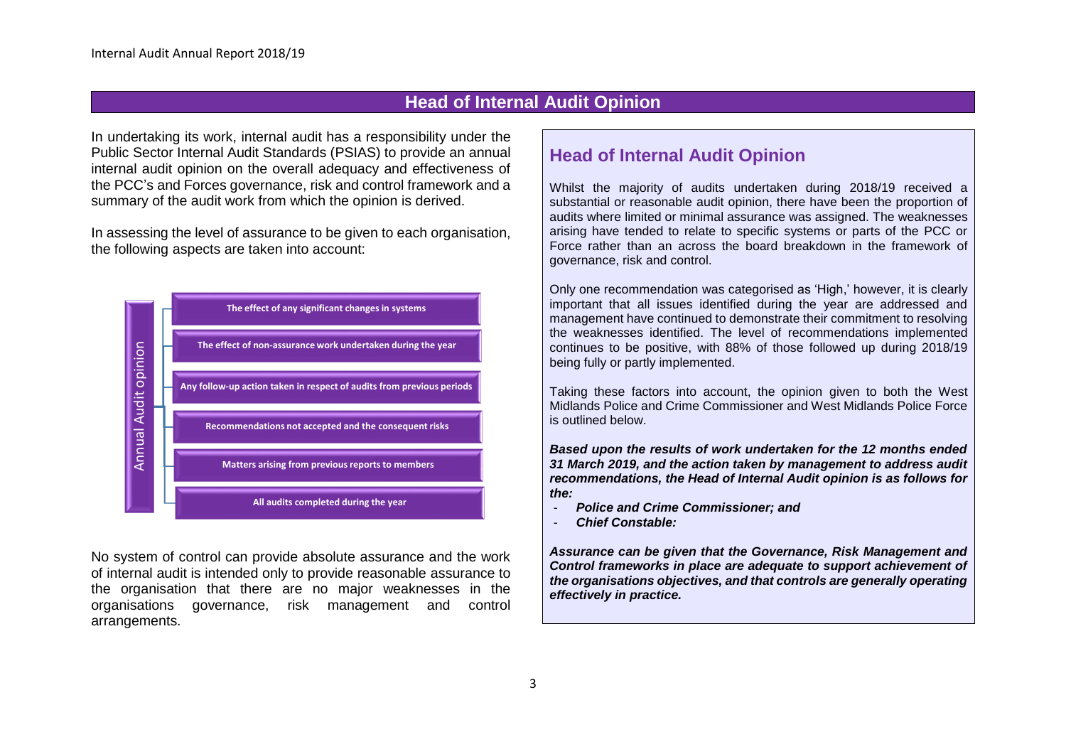## Head of Internal Audit Opinion

In undertaking its work, internal audit has a responsibility under the Public Sector Internal Audit Standards (PSIAS) to provide an annual internal audit opinion on the overall adequacy and effectiveness of the PCC's and Forces governance, risk and control framework and a summary of the audit work from which the opinion is derived.

In assessing the level of assurance to be given to each organisation, the following aspects are taken into account:

**Annual Audit opinion**

- The effect of any significant changes in systems
- The effect of non-assurance work undertaken during the year
- Any follow-up action taken in respect of audits from previous periods
- Recommendations not accepted and the consequent risks
- Matters arising from previous reports to members
- All audits completed during the year

No system of control can provide absolute assurance and the work of internal audit is intended only to provide reasonable assurance to the organisation that there are no major weaknesses in the organisations governance, risk management and control arrangements.

### Head of Internal Audit Opinion

Whilst the majority of audits undertaken during 2018/19 received a substantial or reasonable audit opinion, there have been the proportion of audits where limited or minimal assurance was assigned. The weaknesses arising have tended to relate to specific systems or parts of the PCC or Force rather than an across the board breakdown in the framework of governance, risk and control.

Only one recommendation was categorised as 'High,' however, it is clearly important that all issues identified during the year are addressed and management have continued to demonstrate their commitment to resolving the weaknesses identified. The level of recommendations implemented continues to be positive, with 88% of those followed up during 2018/19 being fully or partly implemented.

Taking these factors into account, the opinion given to both the West Midlands Police and Crime Commissioner and West Midlands Police Force is outlined below.

***Based upon the results of work undertaken for the 12 months ended 31 March 2019, and the action taken by management to address audit recommendations, the Head of Internal Audit opinion is as follows for the:***

- ***Police and Crime Commissioner; and***
- ***Chief Constable:***

***Assurance can be given that the Governance, Risk Management and Control frameworks in place are adequate to support achievement of the organisations objectives, and that controls are generally operating effectively in practice.***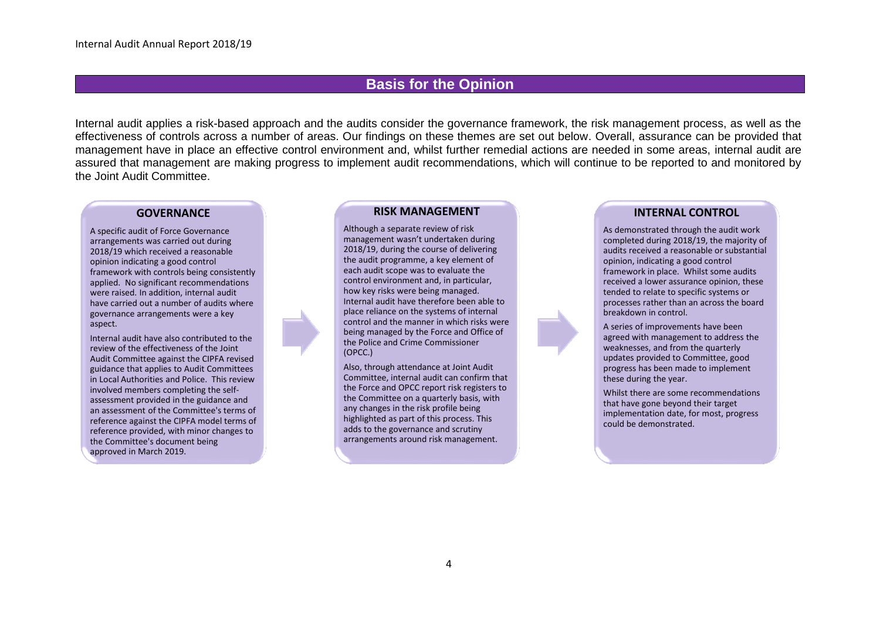## Basis for the Opinion

Internal audit applies a risk-based approach and the audits consider the governance framework, the risk management process, as well as the effectiveness of controls across a number of areas. Our findings on these themes are set out below. Overall, assurance can be provided that management have in place an effective control environment and, whilst further remedial actions are needed in some areas, internal audit are assured that management are making progress to implement audit recommendations, which will continue to be reported to and monitored by the Joint Audit Committee.

### GOVERNANCE

A specific audit of Force Governance arrangements was carried out during 2018/19 which received a reasonable opinion indicating a good control framework with controls being consistently applied. No significant recommendations were raised. In addition, internal audit have carried out a number of audits where governance arrangements were a key aspect.

Internal audit have also contributed to the review of the effectiveness of the Joint Audit Committee against the CIPFA revised guidance that applies to Audit Committees in Local Authorities and Police. This review involved members completing the self-assessment provided in the guidance and an assessment of the Committee's terms of reference against the CIPFA model terms of reference provided, with minor changes to the Committee's document being approved in March 2019.

### RISK MANAGEMENT

Although a separate review of risk management wasn't undertaken during 2018/19, during the course of delivering the audit programme, a key element of each audit scope was to evaluate the control environment and, in particular, how key risks were being managed. Internal audit have therefore been able to place reliance on the systems of internal control and the manner in which risks were being managed by the Force and Office of the Police and Crime Commissioner (OPCC.)

Also, through attendance at Joint Audit Committee, internal audit can confirm that the Force and OPCC report risk registers to the Committee on a quarterly basis, with any changes in the risk profile being highlighted as part of this process. This adds to the governance and scrutiny arrangements around risk management.

### INTERNAL CONTROL

As demonstrated through the audit work completed during 2018/19, the majority of audits received a reasonable or substantial opinion, indicating a good control framework in place. Whilst some audits received a lower assurance opinion, these tended to relate to specific systems or processes rather than an across the board breakdown in control.

A series of improvements have been agreed with management to address the weaknesses, and from the quarterly updates provided to Committee, good progress has been made to implement these during the year.

Whilst there are some recommendations that have gone beyond their target implementation date, for most, progress could be demonstrated.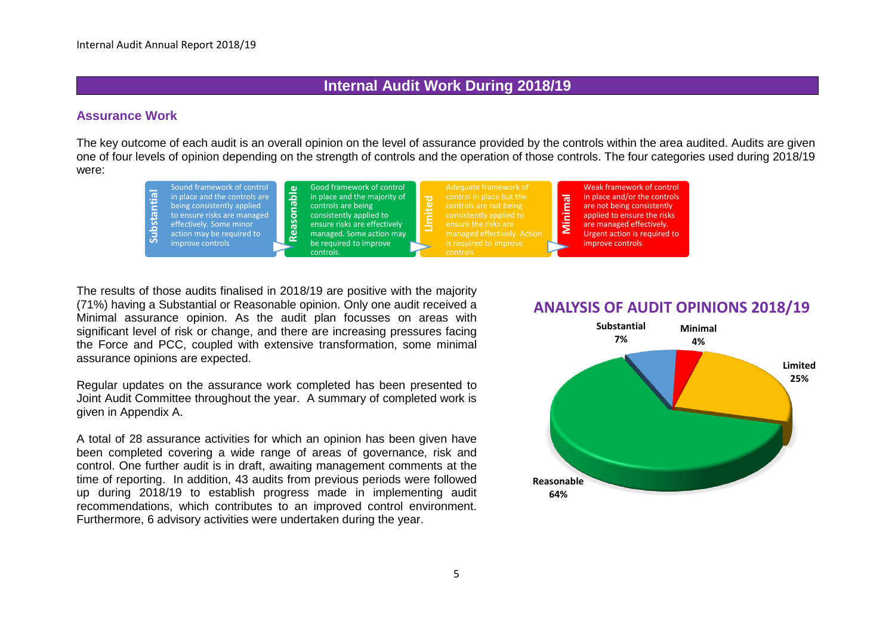## Internal Audit Work During 2018/19

### Assurance Work

The key outcome of each audit is an overall opinion on the level of assurance provided by the controls within the area audited. Audits are given one of four levels of opinion depending on the strength of controls and the operation of those controls. The four categories used during 2018/19 were:

| Opinion | Description |
| --- | --- |
| Substantial | Sound framework of control in place and the controls are being consistently applied to ensure risks are managed effectively. Some minor action may be required to improve controls |
| Reasonable | Good framework of control in place and the majority of controls are being consistently applied to ensure risks are effectively managed. Some action may be required to improve controls. |
| Limited | Adequate framework of control in place but the controls are not being consistently applied to ensure the risks are managed effectively. Action is required to improve controls |
| Minimal | Weak framework of control in place and/or the controls are not being consistently applied to ensure the risks are managed effectively. Urgent action is required to improve controls |

The results of those audits finalised in 2018/19 are positive with the majority (71%) having a Substantial or Reasonable opinion. Only one audit received a Minimal assurance opinion. As the audit plan focusses on areas with significant level of risk or change, and there are increasing pressures facing the Force and PCC, coupled with extensive transformation, some minimal assurance opinions are expected.

Regular updates on the assurance work completed has been presented to Joint Audit Committee throughout the year. A summary of completed work is given in Appendix A.

A total of 28 assurance activities for which an opinion has been given have been completed covering a wide range of areas of governance, risk and control. One further audit is in draft, awaiting management comments at the time of reporting. In addition, 43 audits from previous periods were followed up during 2018/19 to establish progress made in implementing audit recommendations, which contributes to an improved control environment. Furthermore, 6 advisory activities were undertaken during the year.

**ANALYSIS OF AUDIT OPINIONS 2018/19**

| Opinion | Percentage |
| --- | --- |
| Substantial | 7% |
| Minimal | 4% |
| Limited | 25% |
| Reasonable | 64% |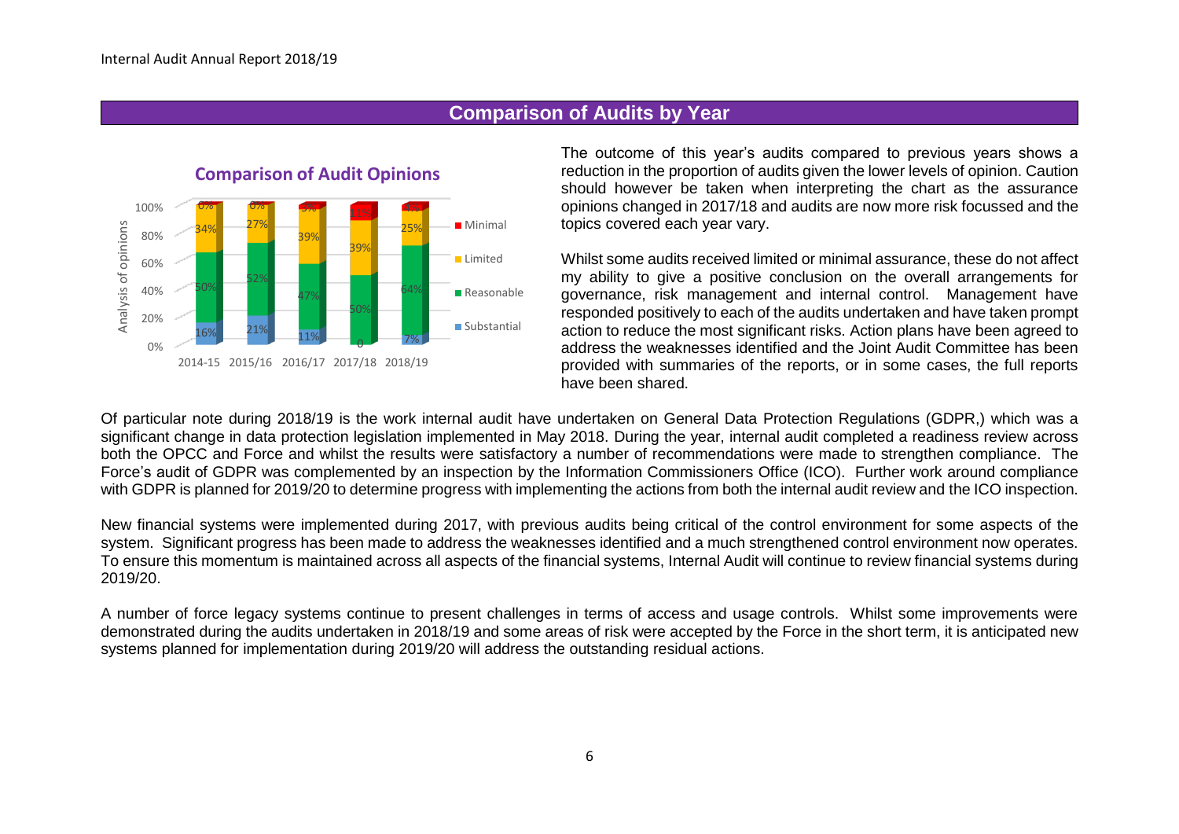## Comparison of Audits by Year

**Comparison of Audit Opinions**

| | 2014-15 | 2015/16 | 2016/17 | 2017/18 | 2018/19 |
|---|---|---|---|---|---|
| Minimal | 0% | 0% | 3% | 11% | 4% |
| Limited | 34% | 27% | 39% | 39% | 25% |
| Reasonable | 50% | 52% | 47% | 50% | 64% |
| Substantial | 16% | 21% | 11% | 0 | 7% |

The outcome of this year's audits compared to previous years shows a reduction in the proportion of audits given the lower levels of opinion. Caution should however be taken when interpreting the chart as the assurance opinions changed in 2017/18 and audits are now more risk focussed and the topics covered each year vary.

Whilst some audits received limited or minimal assurance, these do not affect my ability to give a positive conclusion on the overall arrangements for governance, risk management and internal control. Management have responded positively to each of the audits undertaken and have taken prompt action to reduce the most significant risks. Action plans have been agreed to address the weaknesses identified and the Joint Audit Committee has been provided with summaries of the reports, or in some cases, the full reports have been shared.

Of particular note during 2018/19 is the work internal audit have undertaken on General Data Protection Regulations (GDPR,) which was a significant change in data protection legislation implemented in May 2018. During the year, internal audit completed a readiness review across both the OPCC and Force and whilst the results were satisfactory a number of recommendations were made to strengthen compliance. The Force's audit of GDPR was complemented by an inspection by the Information Commissioners Office (ICO). Further work around compliance with GDPR is planned for 2019/20 to determine progress with implementing the actions from both the internal audit review and the ICO inspection.

New financial systems were implemented during 2017, with previous audits being critical of the control environment for some aspects of the system. Significant progress has been made to address the weaknesses identified and a much strengthened control environment now operates. To ensure this momentum is maintained across all aspects of the financial systems, Internal Audit will continue to review financial systems during 2019/20.

A number of force legacy systems continue to present challenges in terms of access and usage controls. Whilst some improvements were demonstrated during the audits undertaken in 2018/19 and some areas of risk were accepted by the Force in the short term, it is anticipated new systems planned for implementation during 2019/20 will address the outstanding residual actions.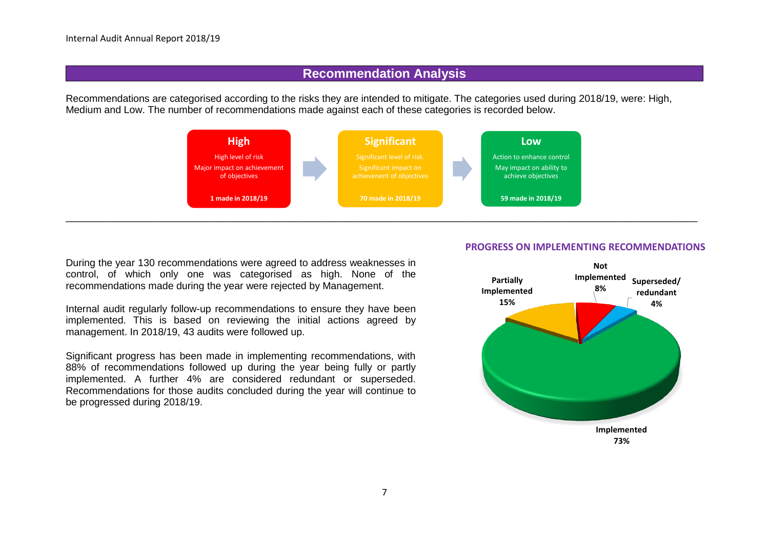## Recommendation Analysis

Recommendations are categorised according to the risks they are intended to mitigate. The categories used during 2018/19, were: High, Medium and Low. The number of recommendations made against each of these categories is recorded below.

| High | Significant | Low |
|---|---|---|
| High level of risk<br>Major impact on achievement of objectives | Significant level of risk.<br>Significant impact on achievement of objectives | Action to enhance control<br>May impact on ability to achieve objectives |
| **1 made in 2018/19** | **70 made in 2018/19** | **59 made in 2018/19** |

During the year 130 recommendations were agreed to address weaknesses in control, of which only one was categorised as high. None of the recommendations made during the year were rejected by Management.

Internal audit regularly follow-up recommendations to ensure they have been implemented. This is based on reviewing the initial actions agreed by management. In 2018/19, 43 audits were followed up.

Significant progress has been made in implementing recommendations, with 88% of recommendations followed up during the year being fully or partly implemented. A further 4% are considered redundant or superseded. Recommendations for those audits concluded during the year will continue to be progressed during 2018/19.

**PROGRESS ON IMPLEMENTING RECOMMENDATIONS**

| Status | % |
|---|---|
| Implemented | 73% |
| Partially Implemented | 15% |
| Not Implemented | 8% |
| Superseded/ redundant | 4% |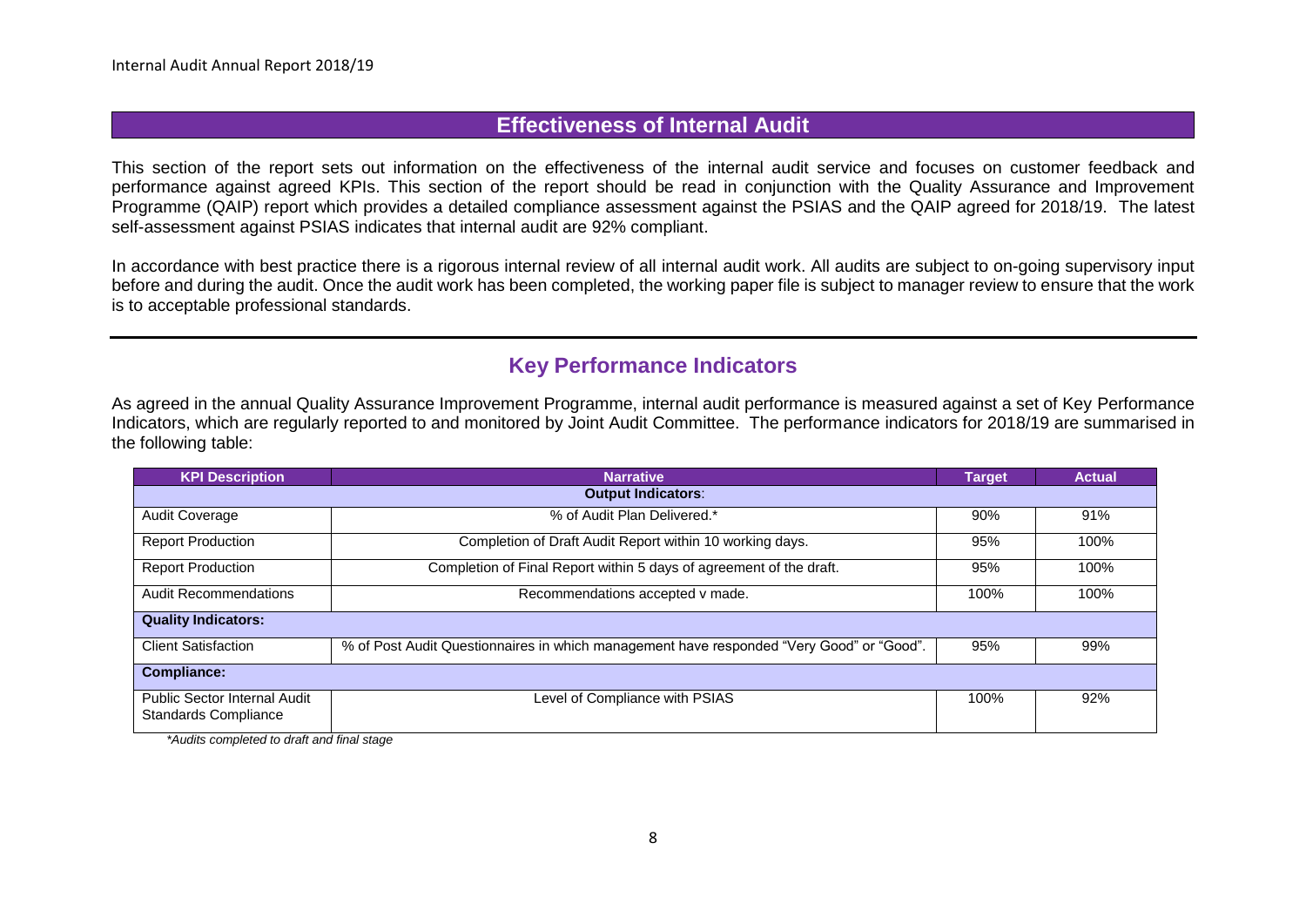## Effectiveness of Internal Audit

This section of the report sets out information on the effectiveness of the internal audit service and focuses on customer feedback and performance against agreed KPIs. This section of the report should be read in conjunction with the Quality Assurance and Improvement Programme (QAIP) report which provides a detailed compliance assessment against the PSIAS and the QAIP agreed for 2018/19. The latest self-assessment against PSIAS indicates that internal audit are 92% compliant.

In accordance with best practice there is a rigorous internal review of all internal audit work. All audits are subject to on-going supervisory input before and during the audit. Once the audit work has been completed, the working paper file is subject to manager review to ensure that the work is to acceptable professional standards.

## Key Performance Indicators

As agreed in the annual Quality Assurance Improvement Programme, internal audit performance is measured against a set of Key Performance Indicators, which are regularly reported to and monitored by Joint Audit Committee. The performance indicators for 2018/19 are summarised in the following table:

| KPI Description | Narrative | Target | Actual |
|---|---|---|---|
| | **Output Indicators**: | | |
| Audit Coverage | % of Audit Plan Delivered.* | 90% | 91% |
| Report Production | Completion of Draft Audit Report within 10 working days. | 95% | 100% |
| Report Production | Completion of Final Report within 5 days of agreement of the draft. | 95% | 100% |
| Audit Recommendations | Recommendations accepted v made. | 100% | 100% |
| **Quality Indicators:** | | | |
| Client Satisfaction | % of Post Audit Questionnaires in which management have responded "Very Good" or "Good". | 95% | 99% |
| **Compliance:** | | | |
| Public Sector Internal Audit Standards Compliance | Level of Compliance with PSIAS | 100% | 92% |

*\*Audits completed to draft and final stage*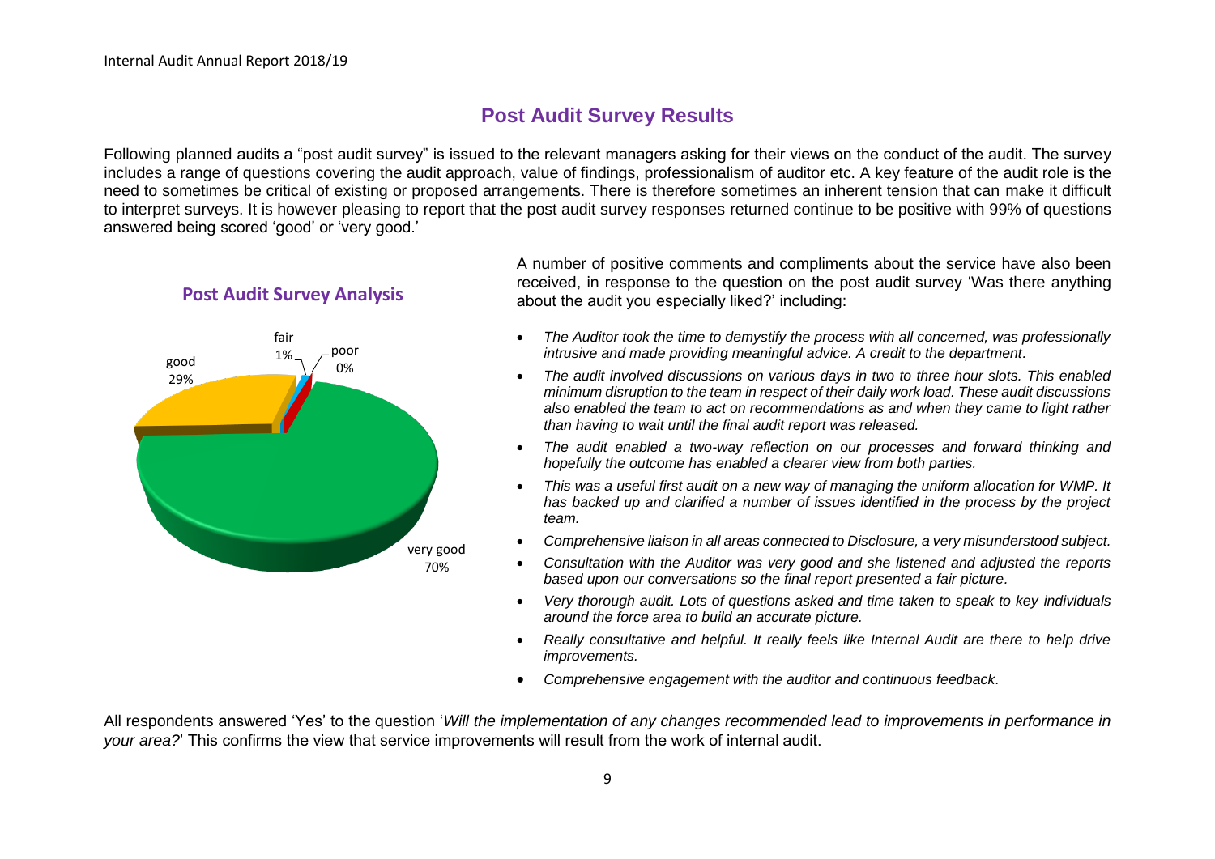## Post Audit Survey Results

Following planned audits a "post audit survey" is issued to the relevant managers asking for their views on the conduct of the audit. The survey includes a range of questions covering the audit approach, value of findings, professionalism of auditor etc. A key feature of the audit role is the need to sometimes be critical of existing or proposed arrangements. There is therefore sometimes an inherent tension that can make it difficult to interpret surveys. It is however pleasing to report that the post audit survey responses returned continue to be positive with 99% of questions answered being scored 'good' or 'very good.'

### Post Audit Survey Analysis

very good 70%

good 29%

fair 1%

poor 0%

A number of positive comments and compliments about the service have also been received, in response to the question on the post audit survey 'Was there anything about the audit you especially liked?' including:

- *The Auditor took the time to demystify the process with all concerned, was professionally intrusive and made providing meaningful advice. A credit to the department.*
- *The audit involved discussions on various days in two to three hour slots. This enabled minimum disruption to the team in respect of their daily work load. These audit discussions also enabled the team to act on recommendations as and when they came to light rather than having to wait until the final audit report was released.*
- *The audit enabled a two-way reflection on our processes and forward thinking and hopefully the outcome has enabled a clearer view from both parties.*
- *This was a useful first audit on a new way of managing the uniform allocation for WMP. It has backed up and clarified a number of issues identified in the process by the project team.*
- *Comprehensive liaison in all areas connected to Disclosure, a very misunderstood subject.*
- *Consultation with the Auditor was very good and she listened and adjusted the reports based upon our conversations so the final report presented a fair picture.*
- *Very thorough audit. Lots of questions asked and time taken to speak to key individuals around the force area to build an accurate picture.*
- *Really consultative and helpful. It really feels like Internal Audit are there to help drive improvements.*
- *Comprehensive engagement with the auditor and continuous feedback.*

All respondents answered 'Yes' to the question '*Will the implementation of any changes recommended lead to improvements in performance in your area?*' This confirms the view that service improvements will result from the work of internal audit.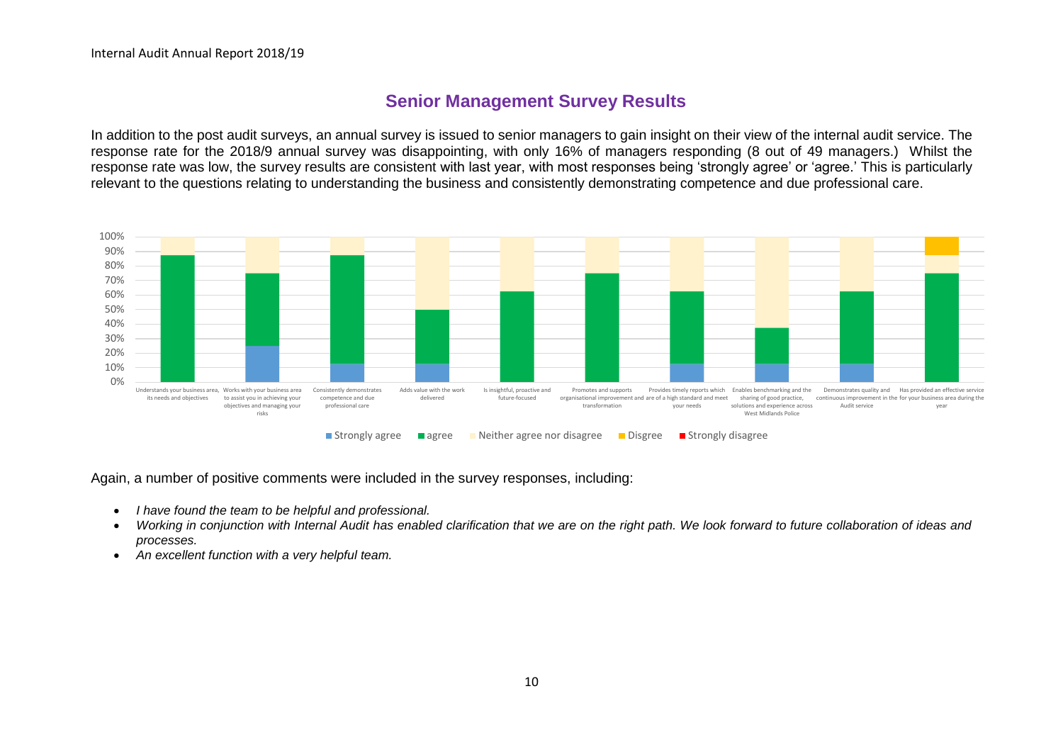## Senior Management Survey Results

In addition to the post audit surveys, an annual survey is issued to senior managers to gain insight on their view of the internal audit service. The response rate for the 2018/9 annual survey was disappointing, with only 16% of managers responding (8 out of 49 managers.) Whilst the response rate was low, the survey results are consistent with last year, with most responses being 'strongly agree' or 'agree.' This is particularly relevant to the questions relating to understanding the business and consistently demonstrating competence and due professional care.

| Statement | Strongly agree | agree | Neither agree nor disagree | Disgree | Strongly disagree |
|---|---|---|---|---|---|
| Understands your business area, its needs and objectives | 0% | 87.5% | 12.5% | 0% | 0% |
| Works with your business area to assist you in achieving your objectives and managing your risks | 25% | 50% | 25% | 0% | 0% |
| Consistently demonstrates competence and due professional care | 12.5% | 75% | 12.5% | 0% | 0% |
| Adds value with the work delivered | 12.5% | 37.5% | 50% | 0% | 0% |
| Is insightful, proactive and future-focused | 0% | 62.5% | 37.5% | 0% | 0% |
| Promotes and supports organisational improvement and transformation | 0% | 75% | 25% | 0% | 0% |
| Provides timely reports which are of a high standard and meet your needs | 12.5% | 50% | 37.5% | 0% | 0% |
| Enables benchmarking and the sharing of good practice, solutions and experience across West Midlands Police | 12.5% | 25% | 62.5% | 0% | 0% |
| Demonstrates quality and continuous improvement in the Audit service | 12.5% | 50% | 37.5% | 0% | 0% |
| Has provided an effective service for your business area during the year | 0% | 75% | 12.5% | 12.5% | 0% |

Again, a number of positive comments were included in the survey responses, including:

- *I have found the team to be helpful and professional.*
- *Working in conjunction with Internal Audit has enabled clarification that we are on the right path. We look forward to future collaboration of ideas and processes.*
- *An excellent function with a very helpful team.*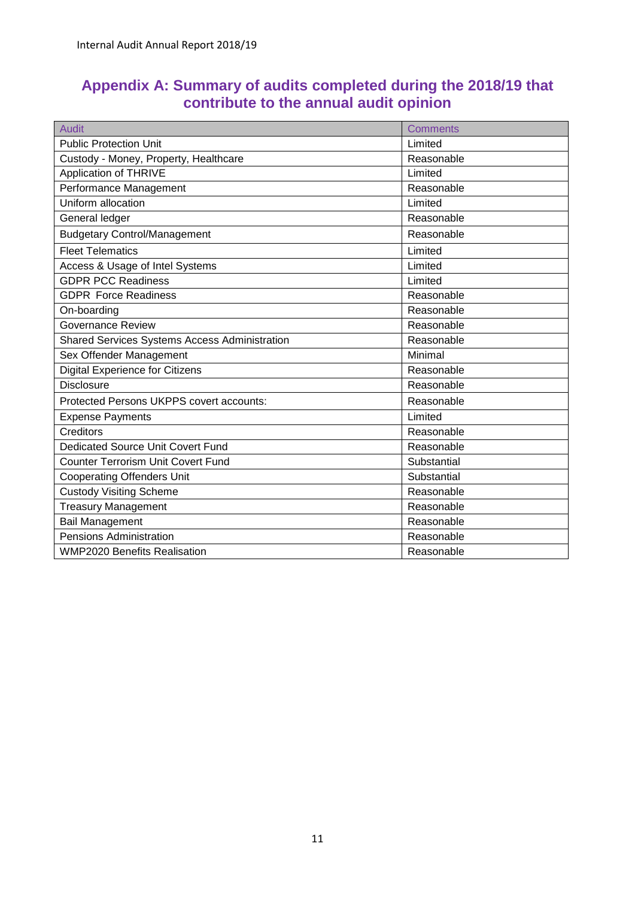## Appendix A: Summary of audits completed during the 2018/19 that contribute to the annual audit opinion

| Audit | Comments |
|---|---|
| Public Protection Unit | Limited |
| Custody - Money, Property, Healthcare | Reasonable |
| Application of THRIVE | Limited |
| Performance Management | Reasonable |
| Uniform allocation | Limited |
| General ledger | Reasonable |
| Budgetary Control/Management | Reasonable |
| Fleet Telematics | Limited |
| Access & Usage of Intel Systems | Limited |
| GDPR PCC Readiness | Limited |
| GDPR Force Readiness | Reasonable |
| On-boarding | Reasonable |
| Governance Review | Reasonable |
| Shared Services Systems Access Administration | Reasonable |
| Sex Offender Management | Minimal |
| Digital Experience for Citizens | Reasonable |
| Disclosure | Reasonable |
| Protected Persons UKPPS covert accounts: | Reasonable |
| Expense Payments | Limited |
| Creditors | Reasonable |
| Dedicated Source Unit Covert Fund | Reasonable |
| Counter Terrorism Unit Covert Fund | Substantial |
| Cooperating Offenders Unit | Substantial |
| Custody Visiting Scheme | Reasonable |
| Treasury Management | Reasonable |
| Bail Management | Reasonable |
| Pensions Administration | Reasonable |
| WMP2020 Benefits Realisation | Reasonable |